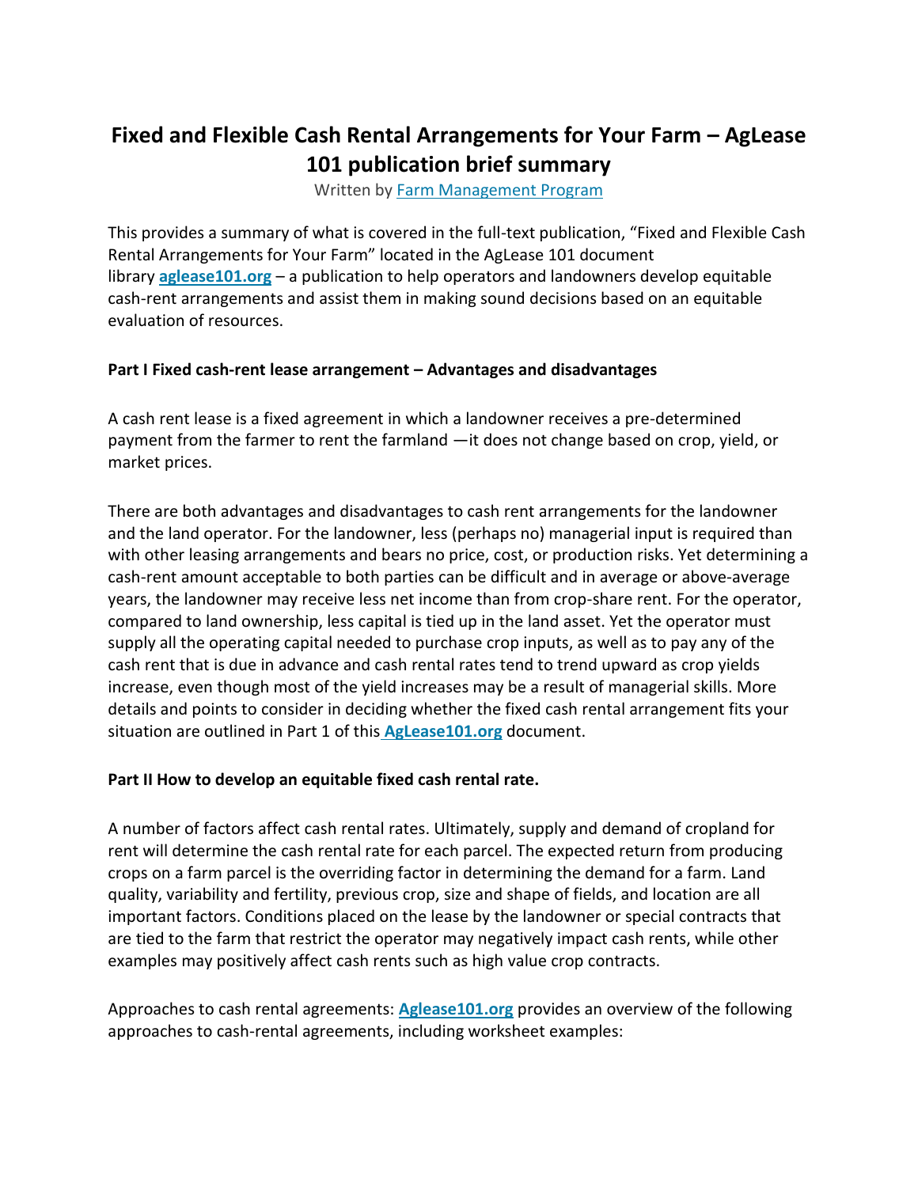# Fixed and Flexible Cash Rental Arrangements for Your Farm – AgLease 101 publication brief summary

Written by Farm Management Program

This provides a summary of what is covered in the full-text publication, "Fixed and Flexible Cash Rental Arrangements for Your Farm" located in the AgLease 101 document library **aglease101.org** – a publication to help operators and landowners develop equitable cash-rent arrangements and assist them in making sound decisions based on an equitable evaluation of resources.

**Part I Fixed cash-rent lease arrangement – Advantages and disadvantages**

A cash rent lease is a fixed agreement in which a landowner receives a pre-determined payment from the farmer to rent the farmland —it does not change based on crop, yield, or market prices.

There are both advantages and disadvantages to cash rent arrangements for the landowner and the land operator. For the landowner, less (perhaps no) managerial input is required than with other leasing arrangements and bears no price, cost, or production risks. Yet determining a cash-rent amount acceptable to both parties can be difficult and in average or above-average years, the landowner may receive less net income than from crop-share rent. For the operator, compared to land ownership, less capital is tied up in the land asset. Yet the operator must supply all the operating capital needed to purchase crop inputs, as well as to pay any of the cash rent that is due in advance and cash rental rates tend to trend upward as crop yields increase, even though most of the yield increases may be a result of managerial skills. More details and points to consider in deciding whether the fixed cash rental arrangement fits your situation are outlined in Part 1 of this **AgLease101.org** document.

**Part II How to develop an equitable fixed cash rental rate.**

A number of factors affect cash rental rates. Ultimately, supply and demand of cropland for rent will determine the cash rental rate for each parcel. The expected return from producing crops on a farm parcel is the overriding factor in determining the demand for a farm. Land quality, variability and fertility, previous crop, size and shape of fields, and location are all important factors. Conditions placed on the lease by the landowner or special contracts that are tied to the farm that restrict the operator may negatively impact cash rents, while other examples may positively affect cash rents such as high value crop contracts.

Approaches to cash rental agreements: **Aglease101.org** provides an overview of the following approaches to cash-rental agreements, including worksheet examples: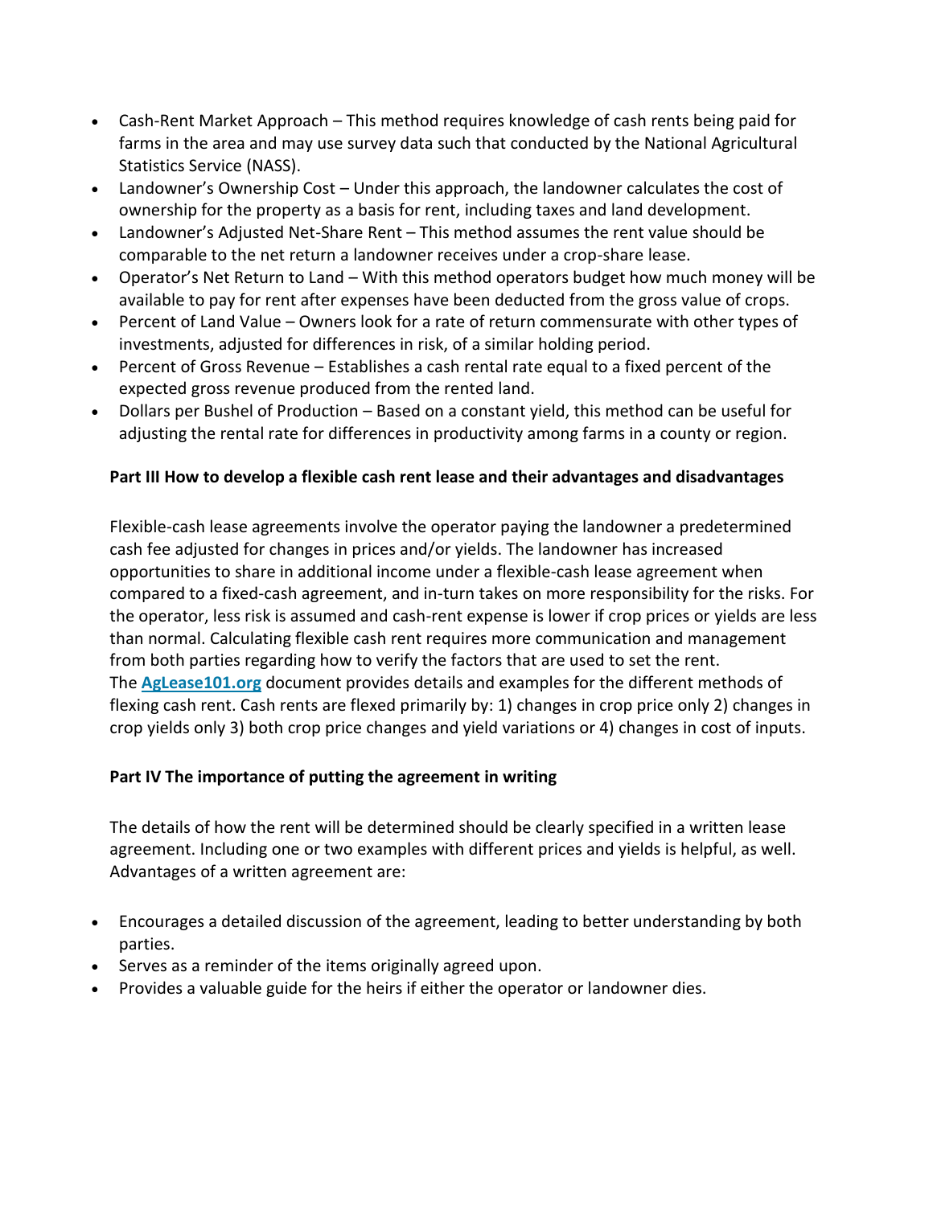- Cash-Rent Market Approach – This method requires knowledge of cash rents being paid for farms in the area and may use survey data such that conducted by the National Agricultural Statistics Service (NASS).
- Landowner's Ownership Cost – Under this approach, the landowner calculates the cost of ownership for the property as a basis for rent, including taxes and land development.
- Landowner's Adjusted Net-Share Rent – This method assumes the rent value should be comparable to the net return a landowner receives under a crop-share lease.
- Operator's Net Return to Land – With this method operators budget how much money will be available to pay for rent after expenses have been deducted from the gross value of crops.
- Percent of Land Value – Owners look for a rate of return commensurate with other types of investments, adjusted for differences in risk, of a similar holding period.
- Percent of Gross Revenue – Establishes a cash rental rate equal to a fixed percent of the expected gross revenue produced from the rented land.
- Dollars per Bushel of Production – Based on a constant yield, this method can be useful for adjusting the rental rate for differences in productivity among farms in a county or region.

**Part III How to develop a flexible cash rent lease and their advantages and disadvantages**

Flexible-cash lease agreements involve the operator paying the landowner a predetermined cash fee adjusted for changes in prices and/or yields. The landowner has increased opportunities to share in additional income under a flexible-cash lease agreement when compared to a fixed-cash agreement, and in-turn takes on more responsibility for the risks. For the operator, less risk is assumed and cash-rent expense is lower if crop prices or yields are less than normal. Calculating flexible cash rent requires more communication and management from both parties regarding how to verify the factors that are used to set the rent. The **AgLease101.org** document provides details and examples for the different methods of flexing cash rent. Cash rents are flexed primarily by: 1) changes in crop price only 2) changes in crop yields only 3) both crop price changes and yield variations or 4) changes in cost of inputs.

**Part IV The importance of putting the agreement in writing**

The details of how the rent will be determined should be clearly specified in a written lease agreement. Including one or two examples with different prices and yields is helpful, as well. Advantages of a written agreement are:

- Encourages a detailed discussion of the agreement, leading to better understanding by both parties.
- Serves as a reminder of the items originally agreed upon.
- Provides a valuable guide for the heirs if either the operator or landowner dies.